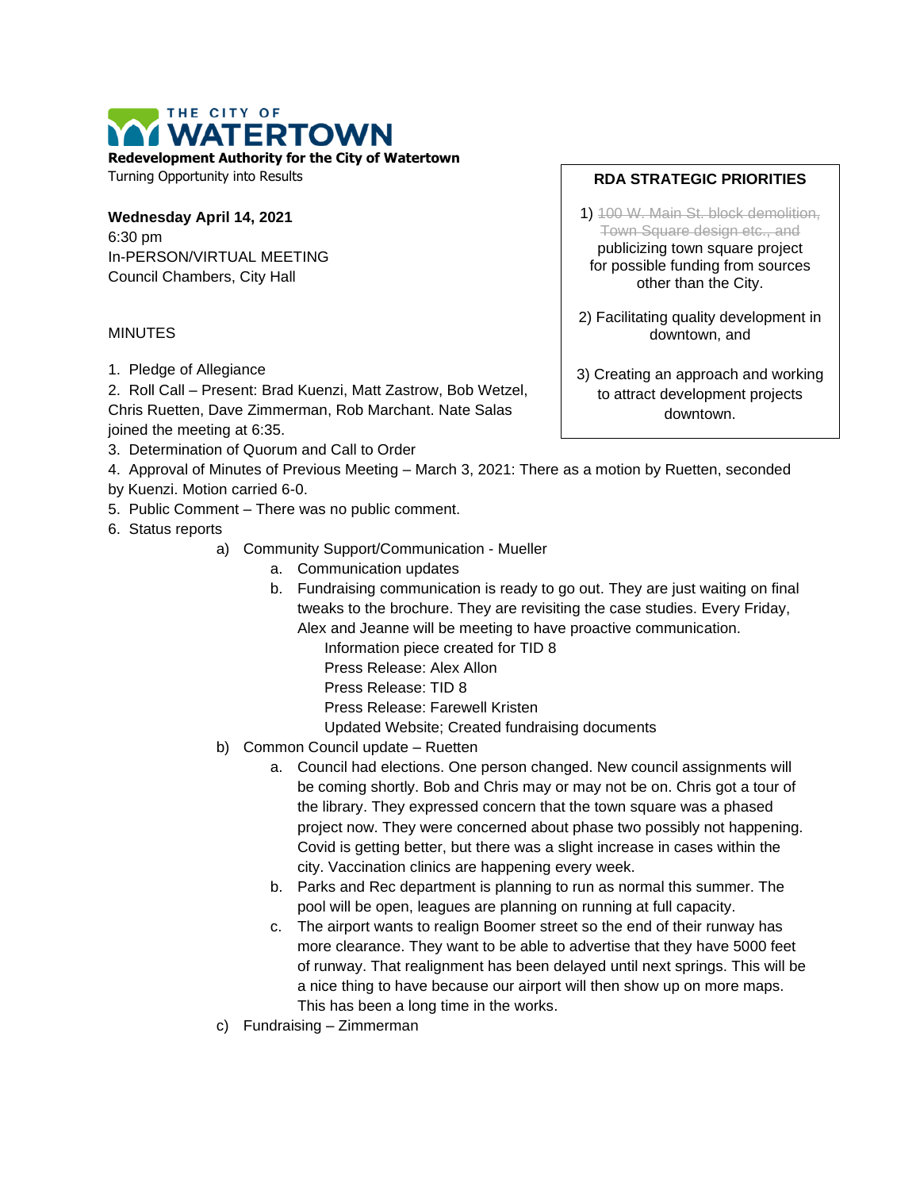**THE CITY OF WATERTOWN**

**Redevelopment Authority for the City of Watertown**
Turning Opportunity into Results

**Wednesday April 14, 2021**
6:30 pm
In-PERSON/VIRTUAL MEETING
Council Chambers, City Hall

**RDA STRATEGIC PRIORITIES**

1) ~~100 W. Main St. block demolition, Town Square design etc., and~~ publicizing town square project for possible funding from sources other than the City.

2) Facilitating quality development in downtown, and

3) Creating an approach and working to attract development projects downtown.

MINUTES

1. Pledge of Allegiance
2. Roll Call – Present: Brad Kuenzi, Matt Zastrow, Bob Wetzel, Chris Ruetten, Dave Zimmerman, Rob Marchant. Nate Salas joined the meeting at 6:35.
3. Determination of Quorum and Call to Order
4. Approval of Minutes of Previous Meeting – March 3, 2021: There as a motion by Ruetten, seconded by Kuenzi. Motion carried 6-0.
5. Public Comment – There was no public comment.
6. Status reports
   a) Community Support/Communication - Mueller
      a. Communication updates
      b. Fundraising communication is ready to go out. They are just waiting on final tweaks to the brochure. They are revisiting the case studies. Every Friday, Alex and Jeanne will be meeting to have proactive communication.
         Information piece created for TID 8
         Press Release: Alex Allon
         Press Release: TID 8
         Press Release: Farewell Kristen
         Updated Website; Created fundraising documents
   b) Common Council update – Ruetten
      a. Council had elections. One person changed. New council assignments will be coming shortly. Bob and Chris may or may not be on. Chris got a tour of the library. They expressed concern that the town square was a phased project now. They were concerned about phase two possibly not happening. Covid is getting better, but there was a slight increase in cases within the city. Vaccination clinics are happening every week.
      b. Parks and Rec department is planning to run as normal this summer. The pool will be open, leagues are planning on running at full capacity.
      c. The airport wants to realign Boomer street so the end of their runway has more clearance. They want to be able to advertise that they have 5000 feet of runway. That realignment has been delayed until next springs. This will be a nice thing to have because our airport will then show up on more maps. This has been a long time in the works.
   c) Fundraising – Zimmerman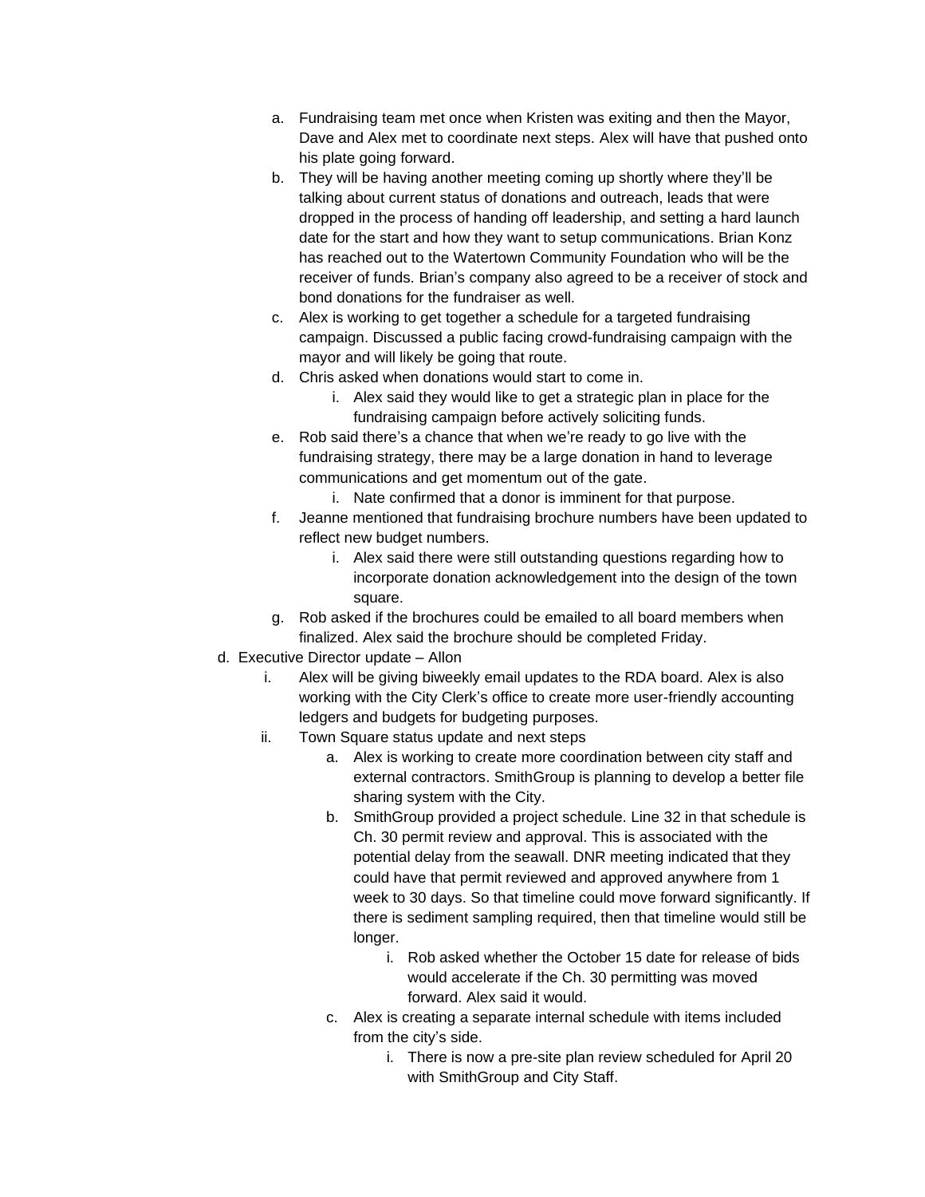a. Fundraising team met once when Kristen was exiting and then the Mayor, Dave and Alex met to coordinate next steps. Alex will have that pushed onto his plate going forward.
   b. They will be having another meeting coming up shortly where they'll be talking about current status of donations and outreach, leads that were dropped in the process of handing off leadership, and setting a hard launch date for the start and how they want to setup communications. Brian Konz has reached out to the Watertown Community Foundation who will be the receiver of funds. Brian's company also agreed to be a receiver of stock and bond donations for the fundraiser as well.
   c. Alex is working to get together a schedule for a targeted fundraising campaign. Discussed a public facing crowd-fundraising campaign with the mayor and will likely be going that route.
   d. Chris asked when donations would start to come in.
      i. Alex said they would like to get a strategic plan in place for the fundraising campaign before actively soliciting funds.
   e. Rob said there's a chance that when we're ready to go live with the fundraising strategy, there may be a large donation in hand to leverage communications and get momentum out of the gate.
      i. Nate confirmed that a donor is imminent for that purpose.
   f. Jeanne mentioned that fundraising brochure numbers have been updated to reflect new budget numbers.
      i. Alex said there were still outstanding questions regarding how to incorporate donation acknowledgement into the design of the town square.
   g. Rob asked if the brochures could be emailed to all board members when finalized. Alex said the brochure should be completed Friday.

d. Executive Director update – Allon
   i. Alex will be giving biweekly email updates to the RDA board. Alex is also working with the City Clerk's office to create more user-friendly accounting ledgers and budgets for budgeting purposes.
   ii. Town Square status update and next steps
      a. Alex is working to create more coordination between city staff and external contractors. SmithGroup is planning to develop a better file sharing system with the City.
      b. SmithGroup provided a project schedule. Line 32 in that schedule is Ch. 30 permit review and approval. This is associated with the potential delay from the seawall. DNR meeting indicated that they could have that permit reviewed and approved anywhere from 1 week to 30 days. So that timeline could move forward significantly. If there is sediment sampling required, then that timeline would still be longer.
         i. Rob asked whether the October 15 date for release of bids would accelerate if the Ch. 30 permitting was moved forward. Alex said it would.
      c. Alex is creating a separate internal schedule with items included from the city's side.
         i. There is now a pre-site plan review scheduled for April 20 with SmithGroup and City Staff.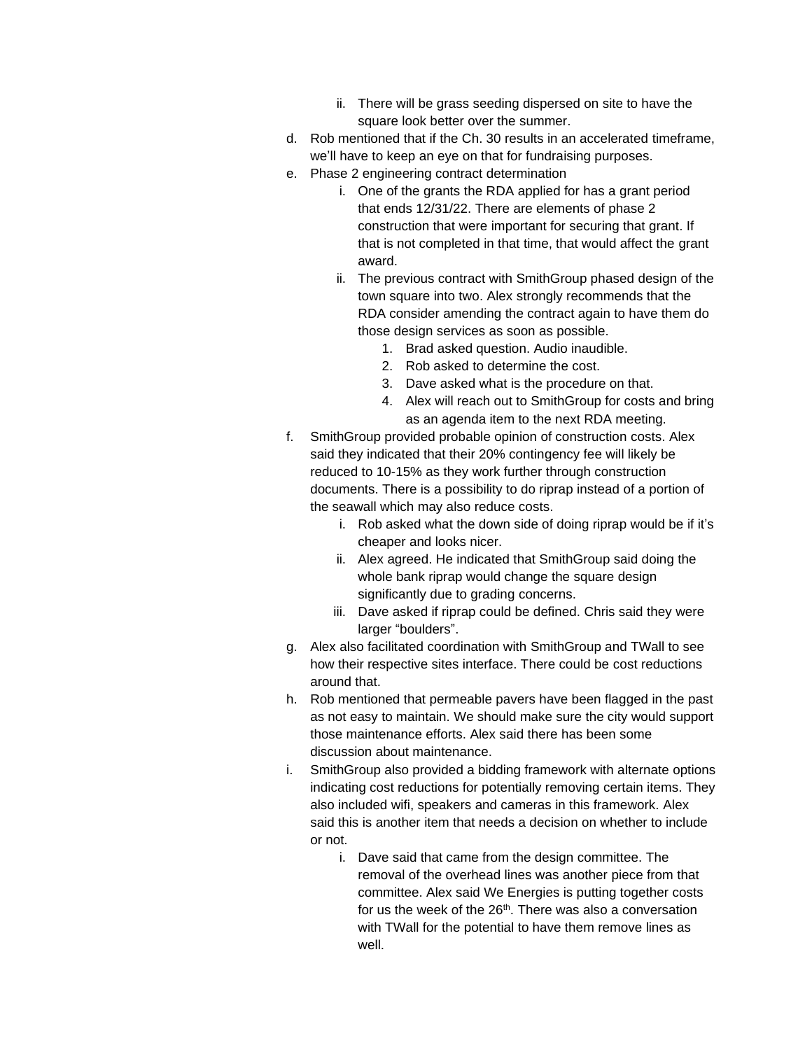ii. There will be grass seeding dispersed on site to have the square look better over the summer.

d. Rob mentioned that if the Ch. 30 results in an accelerated timeframe, we'll have to keep an eye on that for fundraising purposes.

e. Phase 2 engineering contract determination

   i. One of the grants the RDA applied for has a grant period that ends 12/31/22. There are elements of phase 2 construction that were important for securing that grant. If that is not completed in that time, that would affect the grant award.

   ii. The previous contract with SmithGroup phased design of the town square into two. Alex strongly recommends that the RDA consider amending the contract again to have them do those design services as soon as possible.

      1. Brad asked question. Audio inaudible.
      2. Rob asked to determine the cost.
      3. Dave asked what is the procedure on that.
      4. Alex will reach out to SmithGroup for costs and bring as an agenda item to the next RDA meeting.

f. SmithGroup provided probable opinion of construction costs. Alex said they indicated that their 20% contingency fee will likely be reduced to 10-15% as they work further through construction documents. There is a possibility to do riprap instead of a portion of the seawall which may also reduce costs.

   i. Rob asked what the down side of doing riprap would be if it's cheaper and looks nicer.

   ii. Alex agreed. He indicated that SmithGroup said doing the whole bank riprap would change the square design significantly due to grading concerns.

   iii. Dave asked if riprap could be defined. Chris said they were larger "boulders".

g. Alex also facilitated coordination with SmithGroup and TWall to see how their respective sites interface. There could be cost reductions around that.

h. Rob mentioned that permeable pavers have been flagged in the past as not easy to maintain. We should make sure the city would support those maintenance efforts. Alex said there has been some discussion about maintenance.

i. SmithGroup also provided a bidding framework with alternate options indicating cost reductions for potentially removing certain items. They also included wifi, speakers and cameras in this framework. Alex said this is another item that needs a decision on whether to include or not.

   i. Dave said that came from the design committee. The removal of the overhead lines was another piece from that committee. Alex said We Energies is putting together costs for us the week of the 26th. There was also a conversation with TWall for the potential to have them remove lines as well.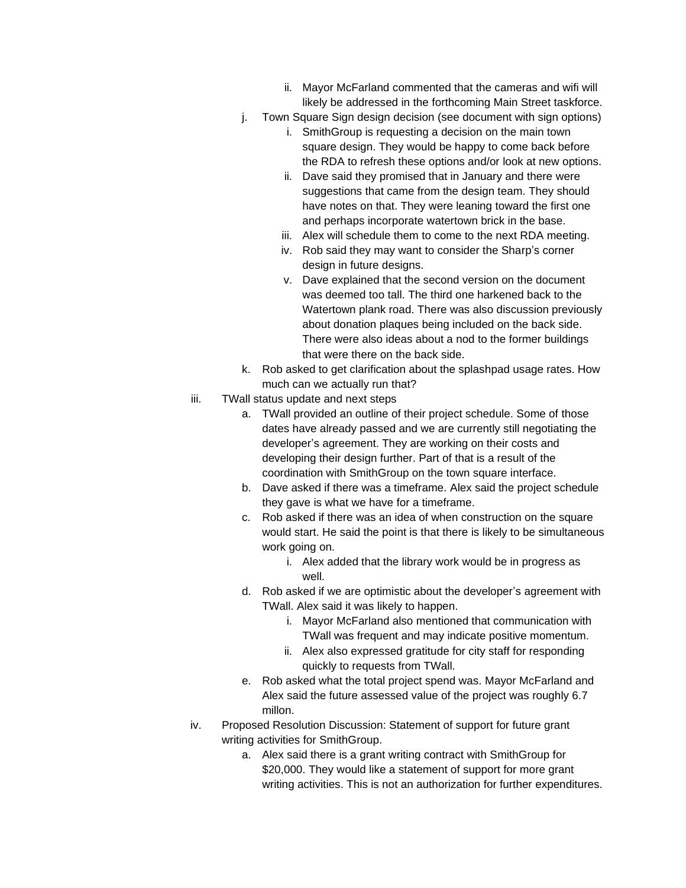- ii. Mayor McFarland commented that the cameras and wifi will likely be addressed in the forthcoming Main Street taskforce.
    - j. Town Square Sign design decision (see document with sign options)
        - i. SmithGroup is requesting a decision on the main town square design. They would be happy to come back before the RDA to refresh these options and/or look at new options.
        - ii. Dave said they promised that in January and there were suggestions that came from the design team. They should have notes on that. They were leaning toward the first one and perhaps incorporate watertown brick in the base.
        - iii. Alex will schedule them to come to the next RDA meeting.
        - iv. Rob said they may want to consider the Sharp's corner design in future designs.
        - v. Dave explained that the second version on the document was deemed too tall. The third one harkened back to the Watertown plank road. There was also discussion previously about donation plaques being included on the back side. There were also ideas about a nod to the former buildings that were there on the back side.
    - k. Rob asked to get clarification about the splashpad usage rates. How much can we actually run that?
- iii. TWall status update and next steps
    - a. TWall provided an outline of their project schedule. Some of those dates have already passed and we are currently still negotiating the developer's agreement. They are working on their costs and developing their design further. Part of that is a result of the coordination with SmithGroup on the town square interface.
    - b. Dave asked if there was a timeframe. Alex said the project schedule they gave is what we have for a timeframe.
    - c. Rob asked if there was an idea of when construction on the square would start. He said the point is that there is likely to be simultaneous work going on.
        - i. Alex added that the library work would be in progress as well.
    - d. Rob asked if we are optimistic about the developer's agreement with TWall. Alex said it was likely to happen.
        - i. Mayor McFarland also mentioned that communication with TWall was frequent and may indicate positive momentum.
        - ii. Alex also expressed gratitude for city staff for responding quickly to requests from TWall.
    - e. Rob asked what the total project spend was. Mayor McFarland and Alex said the future assessed value of the project was roughly 6.7 millon.
- iv. Proposed Resolution Discussion: Statement of support for future grant writing activities for SmithGroup.
    - a. Alex said there is a grant writing contract with SmithGroup for $20,000. They would like a statement of support for more grant writing activities. This is not an authorization for further expenditures.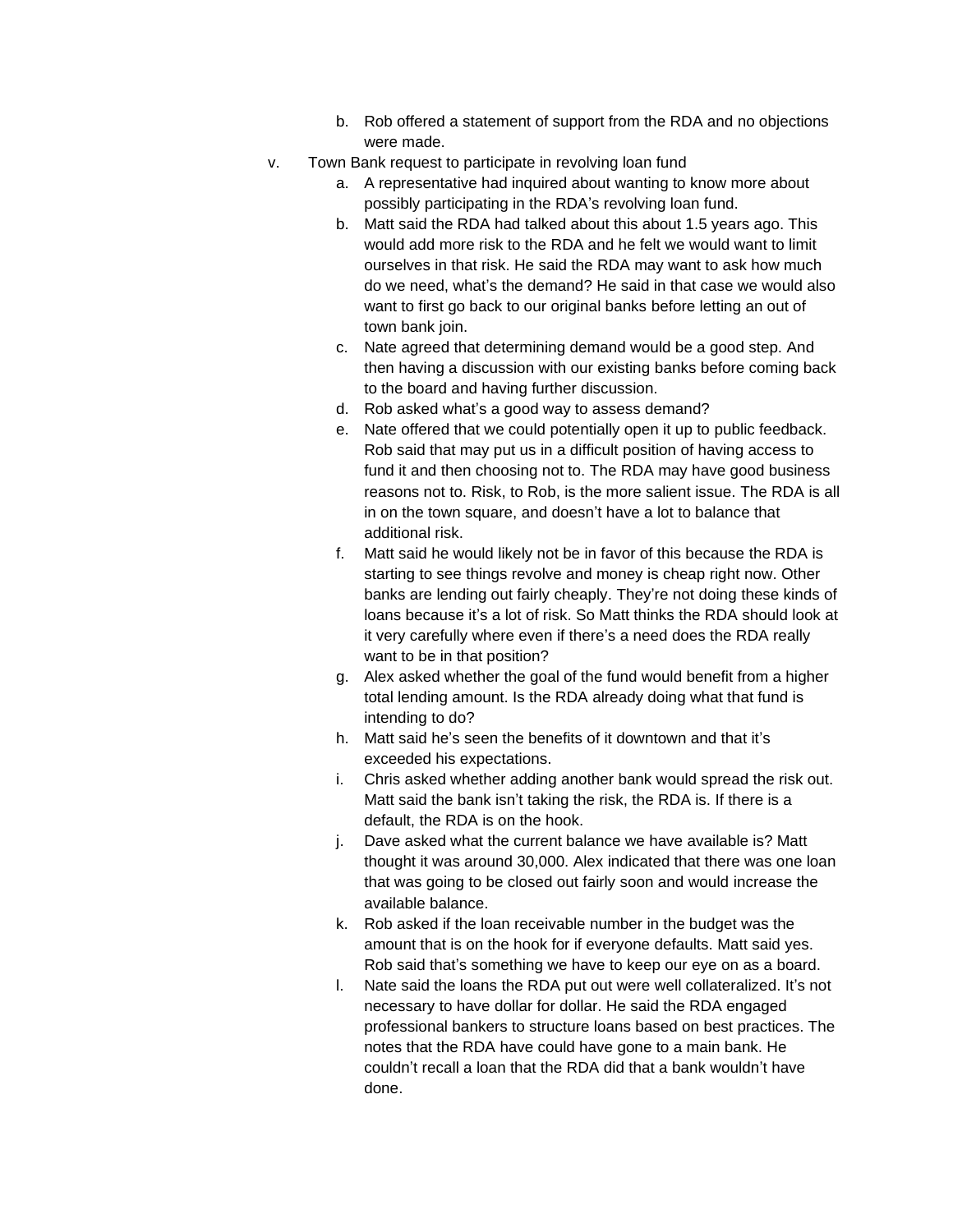b. Rob offered a statement of support from the RDA and no objections were made.

v. Town Bank request to participate in revolving loan fund

   a. A representative had inquired about wanting to know more about possibly participating in the RDA's revolving loan fund.
   b. Matt said the RDA had talked about this about 1.5 years ago. This would add more risk to the RDA and he felt we would want to limit ourselves in that risk. He said the RDA may want to ask how much do we need, what's the demand? He said in that case we would also want to first go back to our original banks before letting an out of town bank join.
   c. Nate agreed that determining demand would be a good step. And then having a discussion with our existing banks before coming back to the board and having further discussion.
   d. Rob asked what's a good way to assess demand?
   e. Nate offered that we could potentially open it up to public feedback. Rob said that may put us in a difficult position of having access to fund it and then choosing not to. The RDA may have good business reasons not to. Risk, to Rob, is the more salient issue. The RDA is all in on the town square, and doesn't have a lot to balance that additional risk.
   f. Matt said he would likely not be in favor of this because the RDA is starting to see things revolve and money is cheap right now. Other banks are lending out fairly cheaply. They're not doing these kinds of loans because it's a lot of risk. So Matt thinks the RDA should look at it very carefully where even if there's a need does the RDA really want to be in that position?
   g. Alex asked whether the goal of the fund would benefit from a higher total lending amount. Is the RDA already doing what that fund is intending to do?
   h. Matt said he's seen the benefits of it downtown and that it's exceeded his expectations.
   i. Chris asked whether adding another bank would spread the risk out. Matt said the bank isn't taking the risk, the RDA is. If there is a default, the RDA is on the hook.
   j. Dave asked what the current balance we have available is? Matt thought it was around 30,000. Alex indicated that there was one loan that was going to be closed out fairly soon and would increase the available balance.
   k. Rob asked if the loan receivable number in the budget was the amount that is on the hook for if everyone defaults. Matt said yes. Rob said that's something we have to keep our eye on as a board.
   l. Nate said the loans the RDA put out were well collateralized. It's not necessary to have dollar for dollar. He said the RDA engaged professional bankers to structure loans based on best practices. The notes that the RDA have could have gone to a main bank. He couldn't recall a loan that the RDA did that a bank wouldn't have done.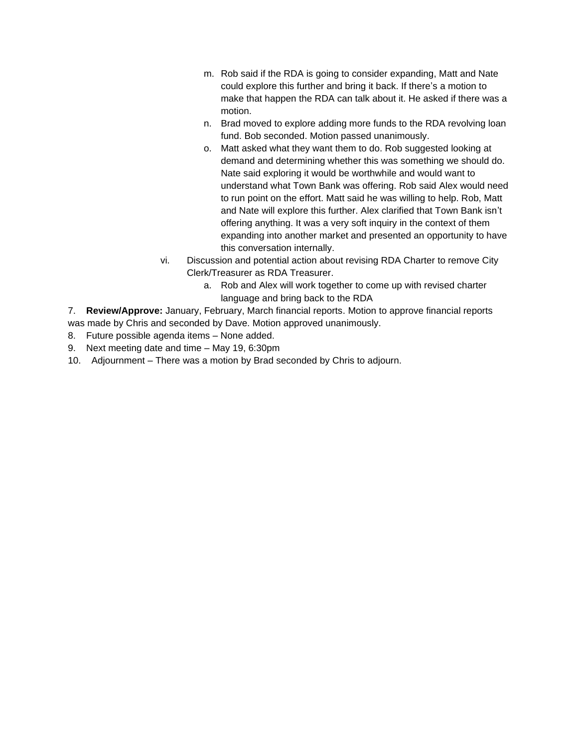m. Rob said if the RDA is going to consider expanding, Matt and Nate could explore this further and bring it back. If there's a motion to make that happen the RDA can talk about it. He asked if there was a motion.

n. Brad moved to explore adding more funds to the RDA revolving loan fund. Bob seconded. Motion passed unanimously.

o. Matt asked what they want them to do. Rob suggested looking at demand and determining whether this was something we should do. Nate said exploring it would be worthwhile and would want to understand what Town Bank was offering. Rob said Alex would need to run point on the effort. Matt said he was willing to help. Rob, Matt and Nate will explore this further. Alex clarified that Town Bank isn't offering anything. It was a very soft inquiry in the context of them expanding into another market and presented an opportunity to have this conversation internally.

vi. Discussion and potential action about revising RDA Charter to remove City Clerk/Treasurer as RDA Treasurer.

a. Rob and Alex will work together to come up with revised charter language and bring back to the RDA

7. **Review/Approve:** January, February, March financial reports. Motion to approve financial reports was made by Chris and seconded by Dave. Motion approved unanimously.

8. Future possible agenda items – None added.

9. Next meeting date and time – May 19, 6:30pm

10. Adjournment – There was a motion by Brad seconded by Chris to adjourn.